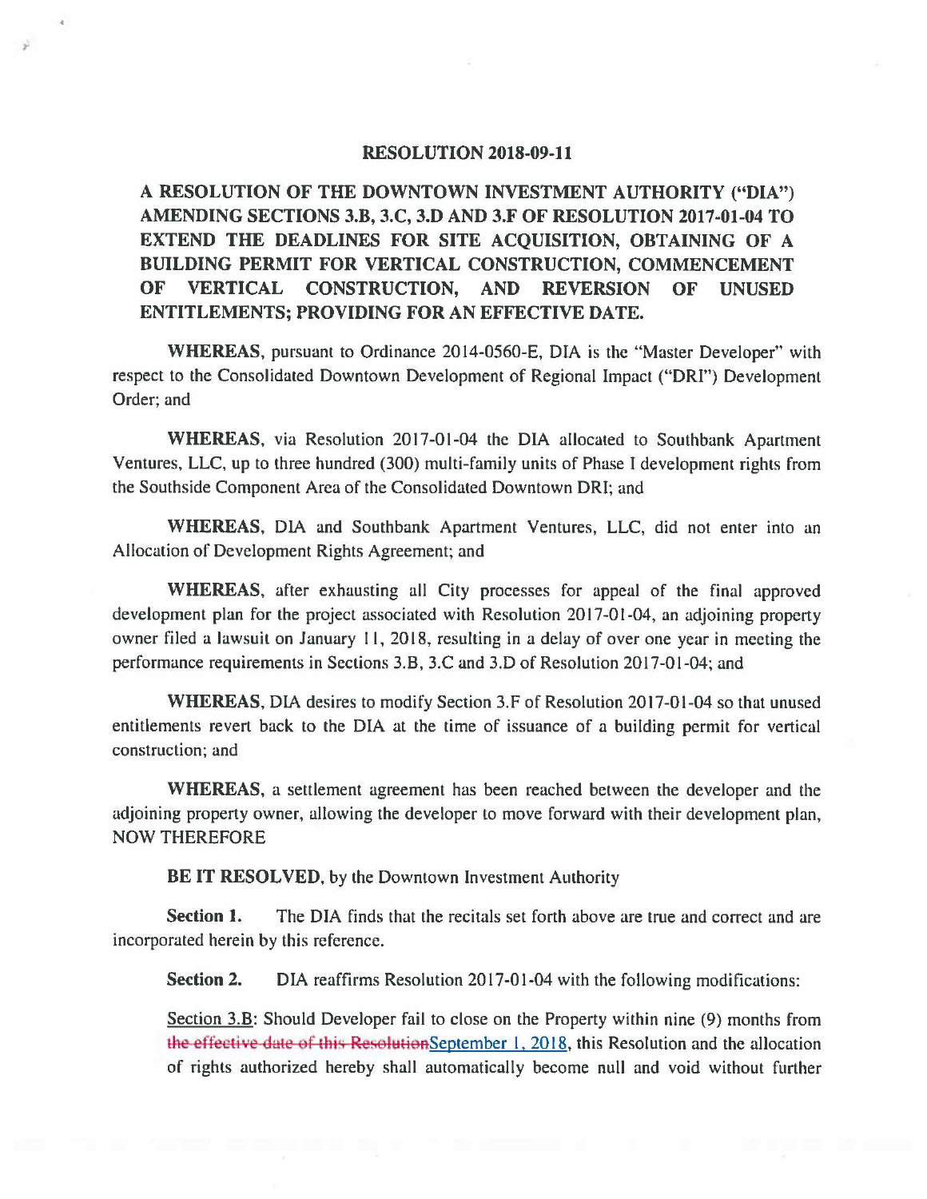# RESOLUTION 2018-09-11

**A RESOLUTION OF THE DOWNTOWN INVESTMENT AUTHORITY ("DIA") AMENDING SECTIONS 3.B, 3.C, 3.D AND 3.F OF RESOLUTION 2017-01-04 TO EXTEND THE DEADLINES FOR SITE ACQUISITION, OBTAINING OF A BUILDING PERMIT FOR VERTICAL CONSTRUCTION, COMMENCEMENT OF VERTICAL CONSTRUCTION, AND REVERSION OF UNUSED ENTITLEMENTS; PROVIDING FOR AN EFFECTIVE DATE.**

**WHEREAS**, pursuant to Ordinance 2014-0560-E, DIA is the "Master Developer" with respect to the Consolidated Downtown Development of Regional Impact ("DRI") Development Order; and

**WHEREAS**, via Resolution 2017-01-04 the DIA allocated to Southbank Apartment Ventures, LLC, up to three hundred (300) multi-family units of Phase I development rights from the Southside Component Area of the Consolidated Downtown DRI; and

**WHEREAS**, DIA and Southbank Apartment Ventures, LLC, did not enter into an Allocation of Development Rights Agreement; and

**WHEREAS**, after exhausting all City processes for appeal of the final approved development plan for the project associated with Resolution 2017-01-04, an adjoining property owner filed a lawsuit on January 11, 2018, resulting in a delay of over one year in meeting the performance requirements in Sections 3.B, 3.C and 3.D of Resolution 2017-01-04; and

**WHEREAS**, DIA desires to modify Section 3.F of Resolution 2017-01-04 so that unused entitlements revert back to the DIA at the time of issuance of a building permit for vertical construction; and

**WHEREAS**, a settlement agreement has been reached between the developer and the adjoining property owner, allowing the developer to move forward with their development plan, NOW THEREFORE

**BE IT RESOLVED**, by the Downtown Investment Authority

**Section 1.** The DIA finds that the recitals set forth above are true and correct and are incorporated herein by this reference.

**Section 2.** DIA reaffirms Resolution 2017-01-04 with the following modifications:

Section 3.B: Should Developer fail to close on the Property within nine (9) months from ~~the effective date of this Resolution~~September 1, 2018, this Resolution and the allocation of rights authorized hereby shall automatically become null and void without further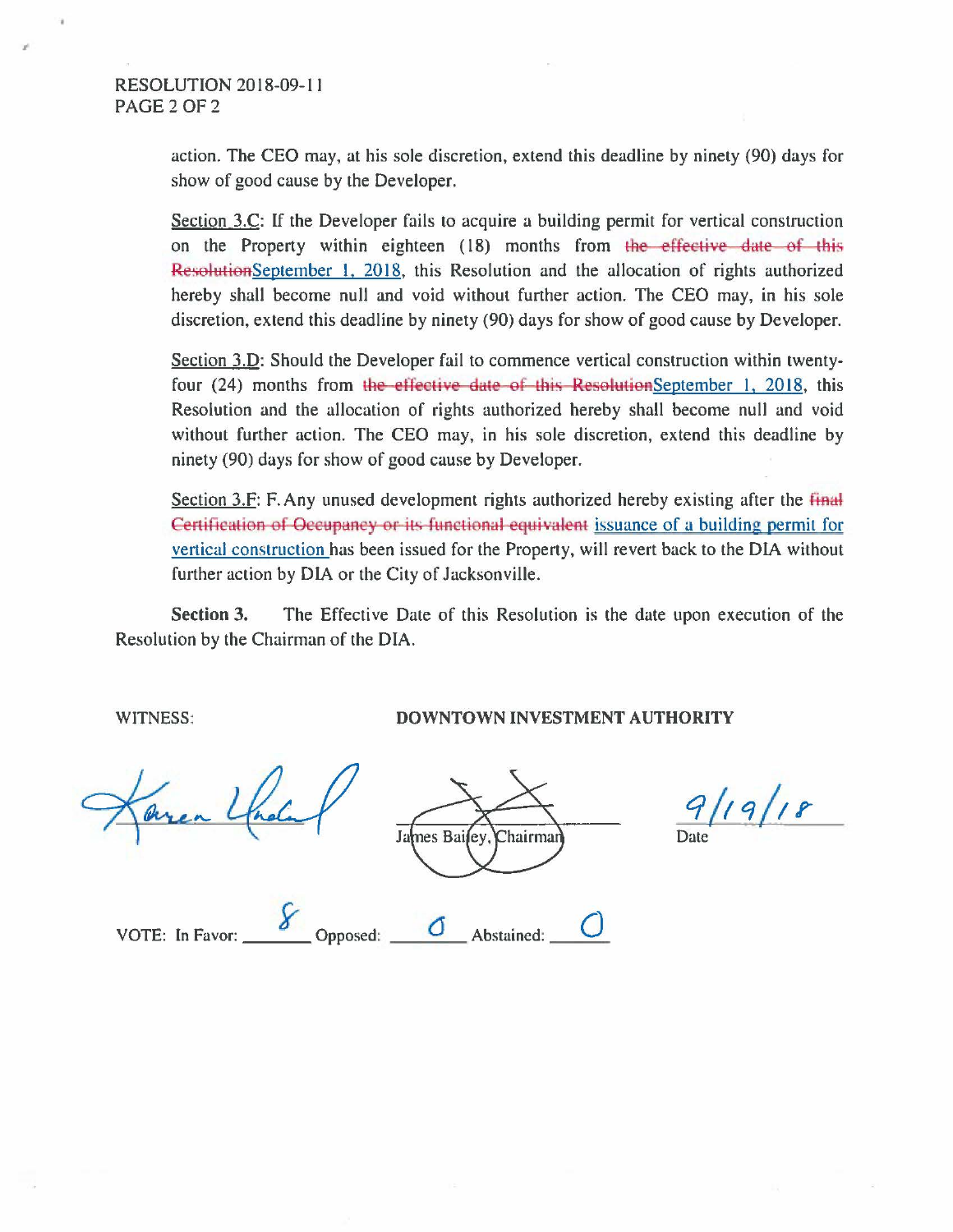action. The CEO may, at his sole discretion, extend this deadline by ninety (90) days for show of good cause by the Developer.

Section 3.C: If the Developer fails to acquire a building permit for vertical construction on the Property within eighteen (18) months from ~~the effective date of this Resolution~~September 1, 2018, this Resolution and the allocation of rights authorized hereby shall become null and void without further action. The CEO may, in his sole discretion, extend this deadline by ninety (90) days for show of good cause by Developer.

Section 3.D: Should the Developer fail to commence vertical construction within twenty-four (24) months from ~~the effective date of this Resolution~~September 1, 2018, this Resolution and the allocation of rights authorized hereby shall become null and void without further action. The CEO may, in his sole discretion, extend this deadline by ninety (90) days for show of good cause by Developer.

Section 3.F: F. Any unused development rights authorized hereby existing after the ~~final Certification of Occupancy or its functional equivalent~~ issuance of a building permit for vertical construction has been issued for the Property, will revert back to the DIA without further action by DIA or the City of Jacksonville.

**Section 3.** The Effective Date of this Resolution is the date upon execution of the Resolution by the Chairman of the DIA.

WITNESS: **DOWNTOWN INVESTMENT AUTHORITY**

Karen Underwood

James Bailey, Chairman

9/19/18
Date

VOTE: In Favor: 8 Opposed: 0 Abstained: 0